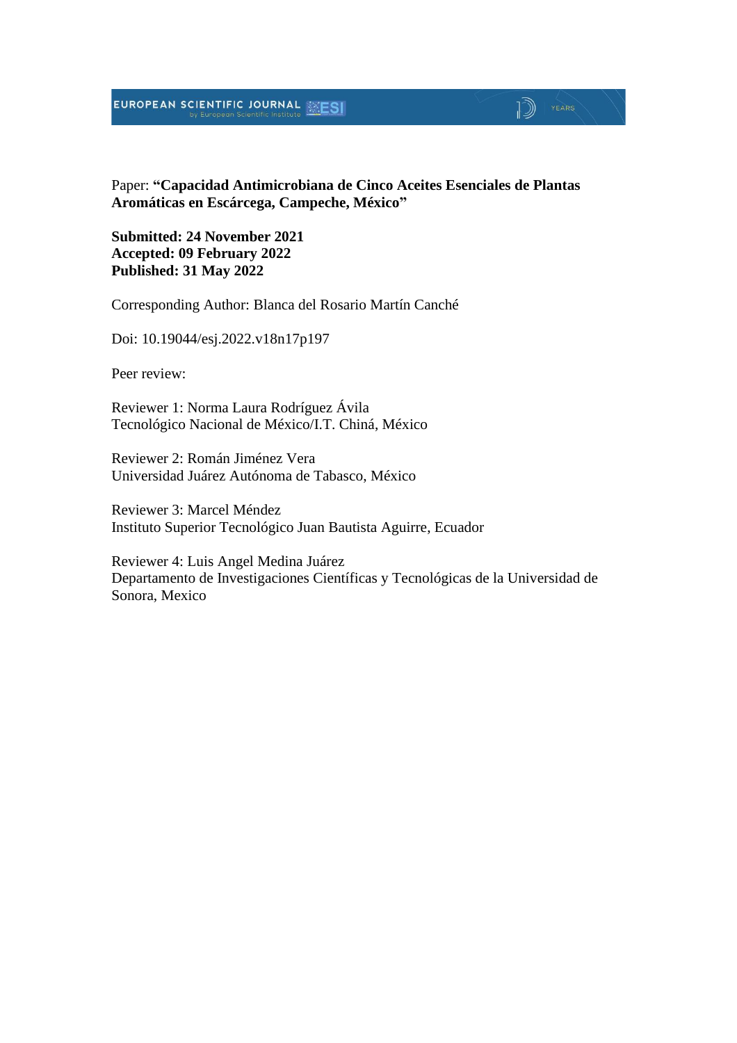Paper: **“Capacidad Antimicrobiana de Cinco Aceites Esenciales de Plantas Aromáticas en Escárcega, Campeche, México”**

**Submitted: 24 November 2021**
**Accepted: 09 February 2022**
**Published: 31 May 2022**

Corresponding Author: Blanca del Rosario Martín Canché

Doi: 10.19044/esj.2022.v18n17p197

Peer review:

Reviewer 1: Norma Laura Rodríguez Ávila
Tecnológico Nacional de México/I.T. Chiná, México

Reviewer 2: Román Jiménez Vera
Universidad Juárez Autónoma de Tabasco, México

Reviewer 3: Marcel Méndez
Instituto Superior Tecnológico Juan Bautista Aguirre, Ecuador

Reviewer 4: Luis Angel Medina Juárez
Departamento de Investigaciones Científicas y Tecnológicas de la Universidad de Sonora, Mexico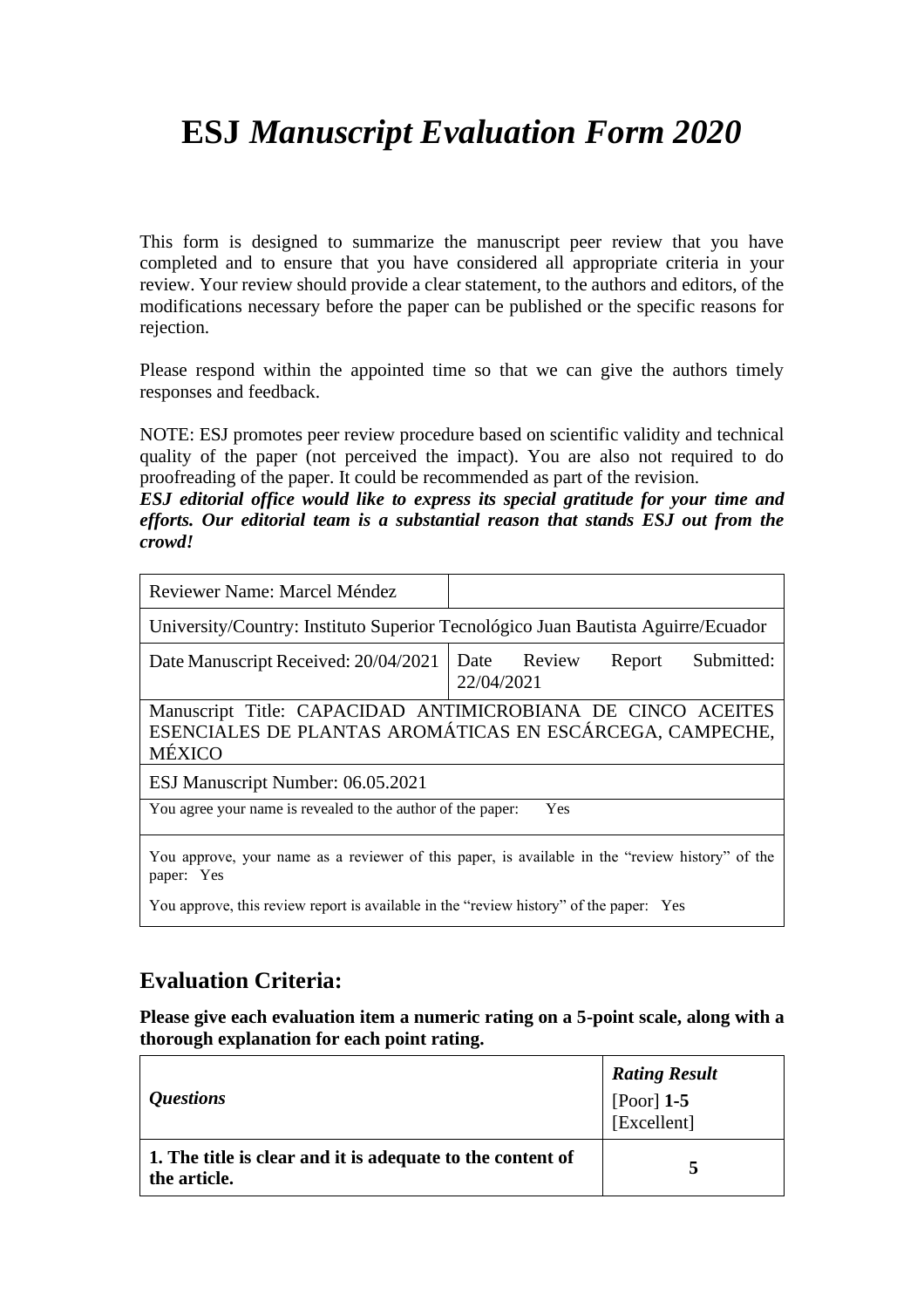# ESJ *Manuscript Evaluation Form 2020*

This form is designed to summarize the manuscript peer review that you have completed and to ensure that you have considered all appropriate criteria in your review. Your review should provide a clear statement, to the authors and editors, of the modifications necessary before the paper can be published or the specific reasons for rejection.

Please respond within the appointed time so that we can give the authors timely responses and feedback.

NOTE: ESJ promotes peer review procedure based on scientific validity and technical quality of the paper (not perceived the impact). You are also not required to do proofreading of the paper. It could be recommended as part of the revision.

***ESJ editorial office would like to express its special gratitude for your time and efforts. Our editorial team is a substantial reason that stands ESJ out from the crowd!***

| Reviewer Name: Marcel Méndez | |
|---|---|
| University/Country: Instituto Superior Tecnológico Juan Bautista Aguirre/Ecuador | |
| Date Manuscript Received: 20/04/2021 | Date Review Report Submitted: 22/04/2021 |
| Manuscript Title: CAPACIDAD ANTIMICROBIANA DE CINCO ACEITES ESENCIALES DE PLANTAS AROMÁTICAS EN ESCÁRCEGA, CAMPECHE, MÉXICO | |
| ESJ Manuscript Number: 06.05.2021 | |
| You agree your name is revealed to the author of the paper: Yes | |
| You approve, your name as a reviewer of this paper, is available in the "review history" of the paper: Yes<br>You approve, this review report is available in the "review history" of the paper: Yes | |

## Evaluation Criteria:

**Please give each evaluation item a numeric rating on a 5-point scale, along with a thorough explanation for each point rating.**

| *Questions* | ***Rating Result***<br>[Poor] **1-5** [Excellent] |
|---|---|
| **1. The title is clear and it is adequate to the content of the article.** | **5** |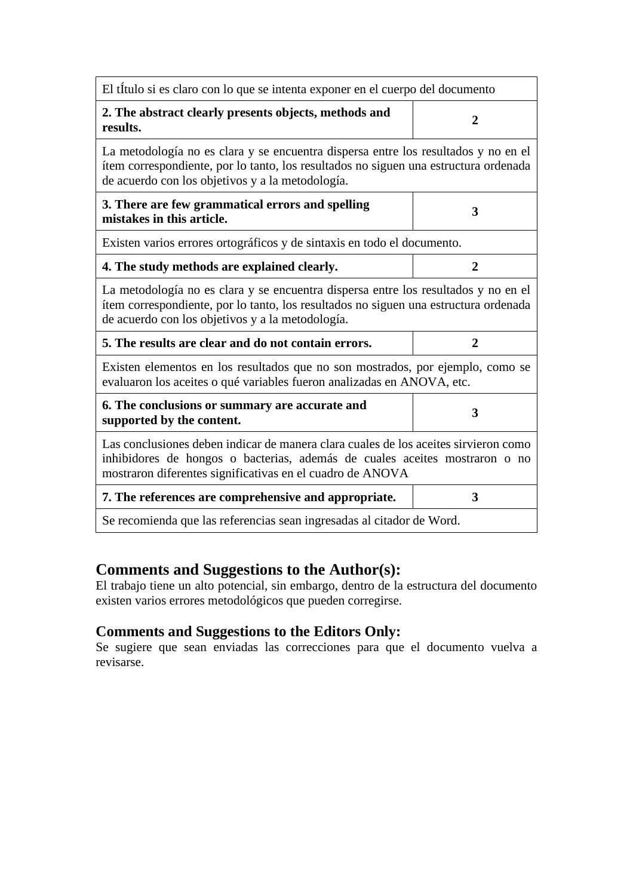| El tÍtulo si es claro con lo que se intenta exponer en el cuerpo del documento | |
|---|---|
| **2. The abstract clearly presents objects, methods and results.** | **2** |
| La metodología no es clara y se encuentra dispersa entre los resultados y no en el ítem correspondiente, por lo tanto, los resultados no siguen una estructura ordenada de acuerdo con los objetivos y a la metodología. | |
| **3. There are few grammatical errors and spelling mistakes in this article.** | **3** |
| Existen varios errores ortográficos y de sintaxis en todo el documento. | |
| **4. The study methods are explained clearly.** | **2** |
| La metodología no es clara y se encuentra dispersa entre los resultados y no en el ítem correspondiente, por lo tanto, los resultados no siguen una estructura ordenada de acuerdo con los objetivos y a la metodología. | |
| **5. The results are clear and do not contain errors.** | **2** |
| Existen elementos en los resultados que no son mostrados, por ejemplo, como se evaluaron los aceites o qué variables fueron analizadas en ANOVA, etc. | |
| **6. The conclusions or summary are accurate and supported by the content.** | **3** |
| Las conclusiones deben indicar de manera clara cuales de los aceites sirvieron como inhibidores de hongos o bacterias, además de cuales aceites mostraron o no mostraron diferentes significativas en el cuadro de ANOVA | |
| **7. The references are comprehensive and appropriate.** | **3** |
| Se recomienda que las referencias sean ingresadas al citador de Word. | |

## Comments and Suggestions to the Author(s):

El trabajo tiene un alto potencial, sin embargo, dentro de la estructura del documento existen varios errores metodológicos que pueden corregirse.

## Comments and Suggestions to the Editors Only:

Se sugiere que sean enviadas las correcciones para que el documento vuelva a revisarse.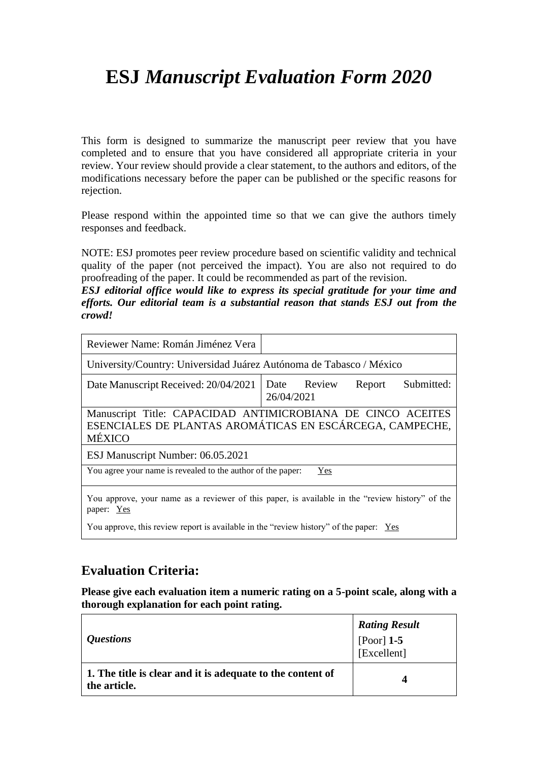# ESJ *Manuscript Evaluation Form 2020*

This form is designed to summarize the manuscript peer review that you have completed and to ensure that you have considered all appropriate criteria in your review. Your review should provide a clear statement, to the authors and editors, of the modifications necessary before the paper can be published or the specific reasons for rejection.

Please respond within the appointed time so that we can give the authors timely responses and feedback.

NOTE: ESJ promotes peer review procedure based on scientific validity and technical quality of the paper (not perceived the impact). You are also not required to do proofreading of the paper. It could be recommended as part of the revision.
***ESJ editorial office would like to express its special gratitude for your time and efforts. Our editorial team is a substantial reason that stands ESJ out from the crowd!***

| Reviewer Name: Román Jiménez Vera | |
|---|---|
| University/Country: Universidad Juárez Autónoma de Tabasco / México | |
| Date Manuscript Received: 20/04/2021 | Date Review Report Submitted: 26/04/2021 |
| Manuscript Title: CAPACIDAD ANTIMICROBIANA DE CINCO ACEITES ESENCIALES DE PLANTAS AROMÁTICAS EN ESCÁRCEGA, CAMPECHE, MÉXICO | |
| ESJ Manuscript Number: 06.05.2021 | |
| You agree your name is revealed to the author of the paper: Yes | |
| You approve, your name as a reviewer of this paper, is available in the "review history" of the paper: Yes<br>You approve, this review report is available in the "review history" of the paper: Yes | |

## Evaluation Criteria:

**Please give each evaluation item a numeric rating on a 5-point scale, along with a thorough explanation for each point rating.**

| *Questions* | ***Rating Result*** [Poor] **1-5** [Excellent] |
|---|---|
| **1. The title is clear and it is adequate to the content of the article.** | **4** |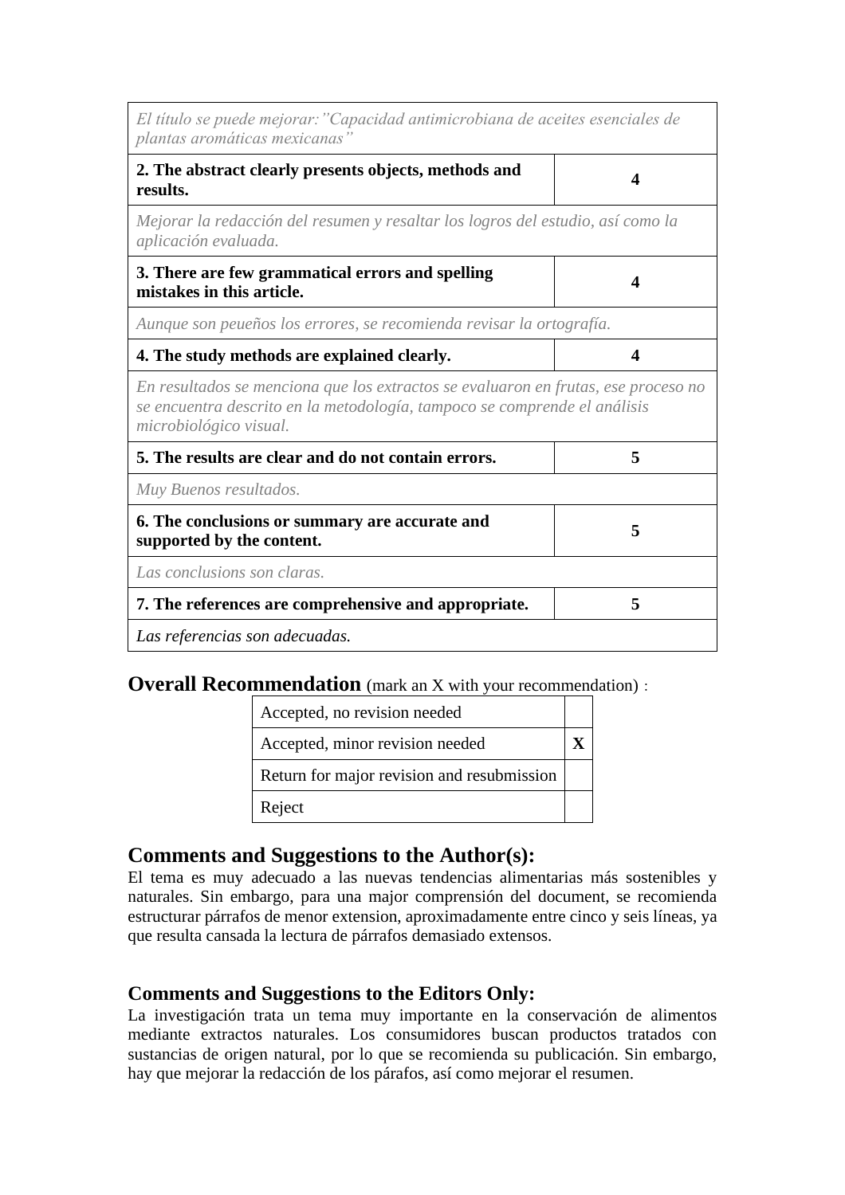| | |
|---|---|
| *El título se puede mejorar:"Capacidad antimicrobiana de aceites esenciales de plantas aromáticas mexicanas"* | |
| **2. The abstract clearly presents objects, methods and results.** | **4** |
| *Mejorar la redacción del resumen y resaltar los logros del estudio, así como la aplicación evaluada.* | |
| **3. There are few grammatical errors and spelling mistakes in this article.** | **4** |
| *Aunque son peueños los errores, se recomienda revisar la ortografía.* | |
| **4. The study methods are explained clearly.** | **4** |
| *En resultados se menciona que los extractos se evaluaron en frutas, ese proceso no se encuentra descrito en la metodología, tampoco se comprende el análisis microbiológico visual.* | |
| **5. The results are clear and do not contain errors.** | **5** |
| *Muy Buenos resultados.* | |
| **6. The conclusions or summary are accurate and supported by the content.** | **5** |
| *Las conclusions son claras.* | |
| **7. The references are comprehensive and appropriate.** | **5** |
| *Las referencias son adecuadas.* | |

## Overall Recommendation (mark an X with your recommendation) :

| Recommendation | |
|---|---|
| Accepted, no revision needed | |
| Accepted, minor revision needed | **X** |
| Return for major revision and resubmission | |
| Reject | |

## Comments and Suggestions to the Author(s):

El tema es muy adecuado a las nuevas tendencias alimentarias más sostenibles y naturales. Sin embargo, para una major comprensión del document, se recomienda estructurar párrafos de menor extension, aproximadamente entre cinco y seis líneas, ya que resulta cansada la lectura de párrafos demasiado extensos.

## Comments and Suggestions to the Editors Only:

La investigación trata un tema muy importante en la conservación de alimentos mediante extractos naturales. Los consumidores buscan productos tratados con sustancias de origen natural, por lo que se recomienda su publicación. Sin embargo, hay que mejorar la redacción de los párafos, así como mejorar el resumen.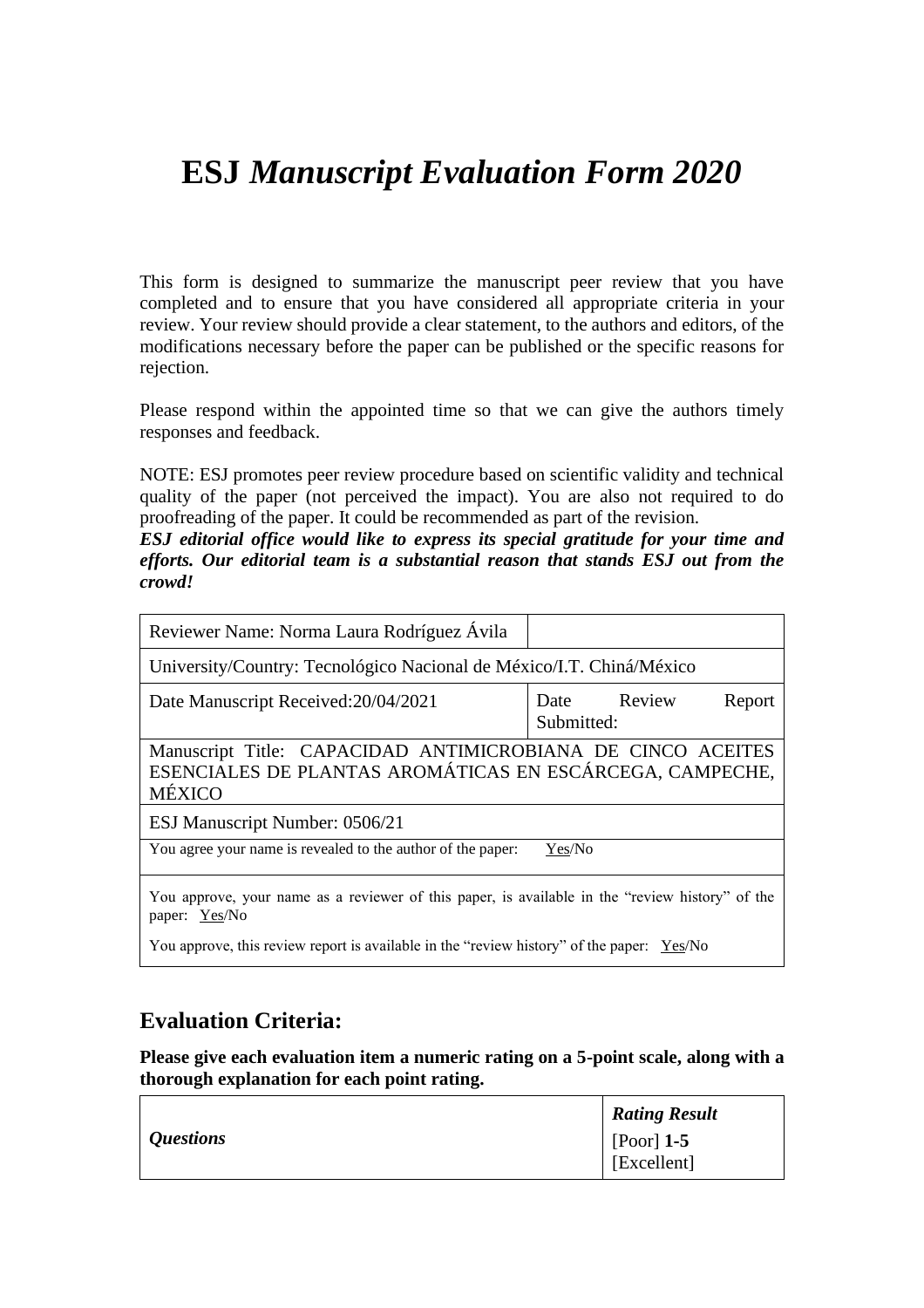# ESJ *Manuscript Evaluation Form 2020*

This form is designed to summarize the manuscript peer review that you have completed and to ensure that you have considered all appropriate criteria in your review. Your review should provide a clear statement, to the authors and editors, of the modifications necessary before the paper can be published or the specific reasons for rejection.

Please respond within the appointed time so that we can give the authors timely responses and feedback.

NOTE: ESJ promotes peer review procedure based on scientific validity and technical quality of the paper (not perceived the impact). You are also not required to do proofreading of the paper. It could be recommended as part of the revision.
***ESJ editorial office would like to express its special gratitude for your time and efforts. Our editorial team is a substantial reason that stands ESJ out from the crowd!***

| Reviewer Name: Norma Laura Rodríguez Ávila | |
|---|---|
| University/Country: Tecnológico Nacional de México/I.T. Chiná/México | |
| Date Manuscript Received:20/04/2021 | Date Review Report Submitted: |
| Manuscript Title: CAPACIDAD ANTIMICROBIANA DE CINCO ACEITES ESENCIALES DE PLANTAS AROMÁTICAS EN ESCÁRCEGA, CAMPECHE, MÉXICO | |
| ESJ Manuscript Number: 0506/21 | |
| You agree your name is revealed to the author of the paper: Yes/No | |
| You approve, your name as a reviewer of this paper, is available in the "review history" of the paper: Yes/No<br>You approve, this review report is available in the "review history" of the paper: Yes/No | |

## Evaluation Criteria:

**Please give each evaluation item a numeric rating on a 5-point scale, along with a thorough explanation for each point rating.**

| *Questions* | ***Rating Result***<br>[Poor] **1-5** [Excellent] |
|---|---|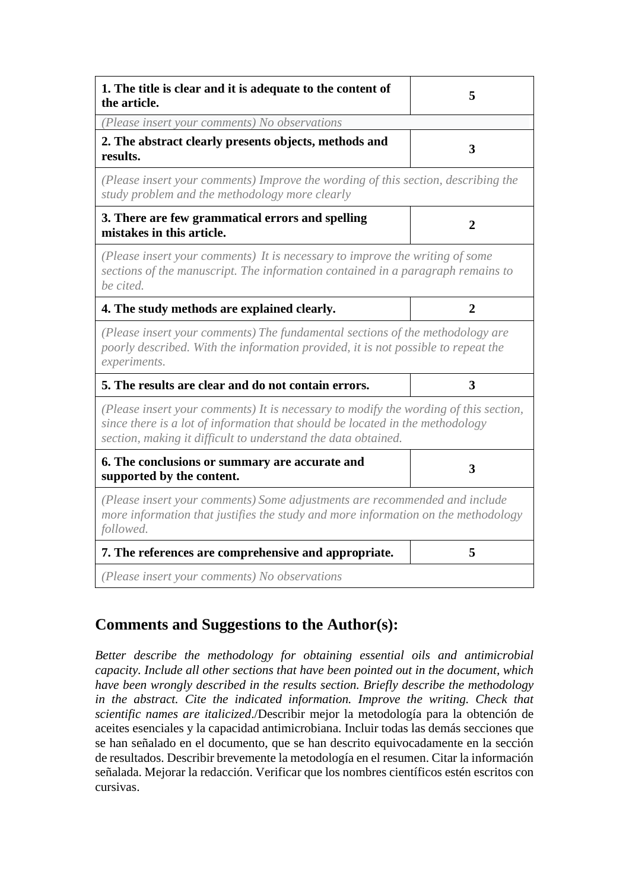| | |
|---|---|
| **1. The title is clear and it is adequate to the content of the article.** | **5** |
| *(Please insert your comments) No observations* | |
| **2. The abstract clearly presents objects, methods and results.** | **3** |
| *(Please insert your comments) Improve the wording of this section, describing the study problem and the methodology more clearly* | |
| **3. There are few grammatical errors and spelling mistakes in this article.** | **2** |
| *(Please insert your comments) It is necessary to improve the writing of some sections of the manuscript. The information contained in a paragraph remains to be cited.* | |
| **4. The study methods are explained clearly.** | **2** |
| *(Please insert your comments) The fundamental sections of the methodology are poorly described. With the information provided, it is not possible to repeat the experiments.* | |
| **5. The results are clear and do not contain errors.** | **3** |
| *(Please insert your comments) It is necessary to modify the wording of this section, since there is a lot of information that should be located in the methodology section, making it difficult to understand the data obtained.* | |
| **6. The conclusions or summary are accurate and supported by the content.** | **3** |
| *(Please insert your comments) Some adjustments are recommended and include more information that justifies the study and more information on the methodology followed.* | |
| **7. The references are comprehensive and appropriate.** | **5** |
| *(Please insert your comments) No observations* | |

## Comments and Suggestions to the Author(s):

*Better describe the methodology for obtaining essential oils and antimicrobial capacity. Include all other sections that have been pointed out in the document, which have been wrongly described in the results section. Briefly describe the methodology in the abstract. Cite the indicated information. Improve the writing. Check that scientific names are italicized*./Describir mejor la metodología para la obtención de aceites esenciales y la capacidad antimicrobiana. Incluir todas las demás secciones que se han señalado en el documento, que se han descrito equivocadamente en la sección de resultados. Describir brevemente la metodología en el resumen. Citar la información señalada. Mejorar la redacción. Verificar que los nombres científicos estén escritos con cursivas.